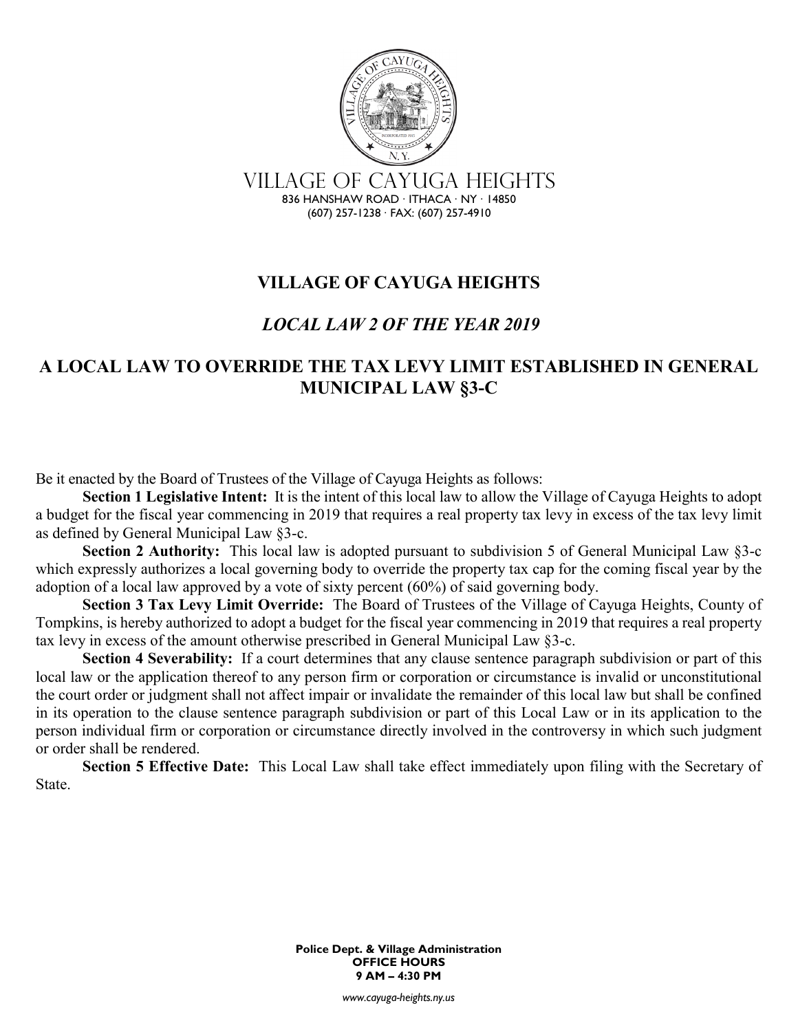VILLAGE OF CAYUGA HEIGHTS

836 HANSHAW ROAD · ITHACA · NY · 14850
(607) 257-1238 · FAX: (607) 257-4910

# VILLAGE OF CAYUGA HEIGHTS

## *LOCAL LAW 2 OF THE YEAR 2019*

## A LOCAL LAW TO OVERRIDE THE TAX LEVY LIMIT ESTABLISHED IN GENERAL MUNICIPAL LAW §3-C

Be it enacted by the Board of Trustees of the Village of Cayuga Heights as follows:

**Section 1 Legislative Intent:** It is the intent of this local law to allow the Village of Cayuga Heights to adopt a budget for the fiscal year commencing in 2019 that requires a real property tax levy in excess of the tax levy limit as defined by General Municipal Law §3-c.

**Section 2 Authority:** This local law is adopted pursuant to subdivision 5 of General Municipal Law §3-c which expressly authorizes a local governing body to override the property tax cap for the coming fiscal year by the adoption of a local law approved by a vote of sixty percent (60%) of said governing body.

**Section 3 Tax Levy Limit Override:** The Board of Trustees of the Village of Cayuga Heights, County of Tompkins, is hereby authorized to adopt a budget for the fiscal year commencing in 2019 that requires a real property tax levy in excess of the amount otherwise prescribed in General Municipal Law §3-c.

**Section 4 Severability:** If a court determines that any clause sentence paragraph subdivision or part of this local law or the application thereof to any person firm or corporation or circumstance is invalid or unconstitutional the court order or judgment shall not affect impair or invalidate the remainder of this local law but shall be confined in its operation to the clause sentence paragraph subdivision or part of this Local Law or in its application to the person individual firm or corporation or circumstance directly involved in the controversy in which such judgment or order shall be rendered.

**Section 5 Effective Date:** This Local Law shall take effect immediately upon filing with the Secretary of State.

**Police Dept. & Village Administration**
**OFFICE HOURS**
**9 AM – 4:30 PM**

*www.cayuga-heights.ny.us*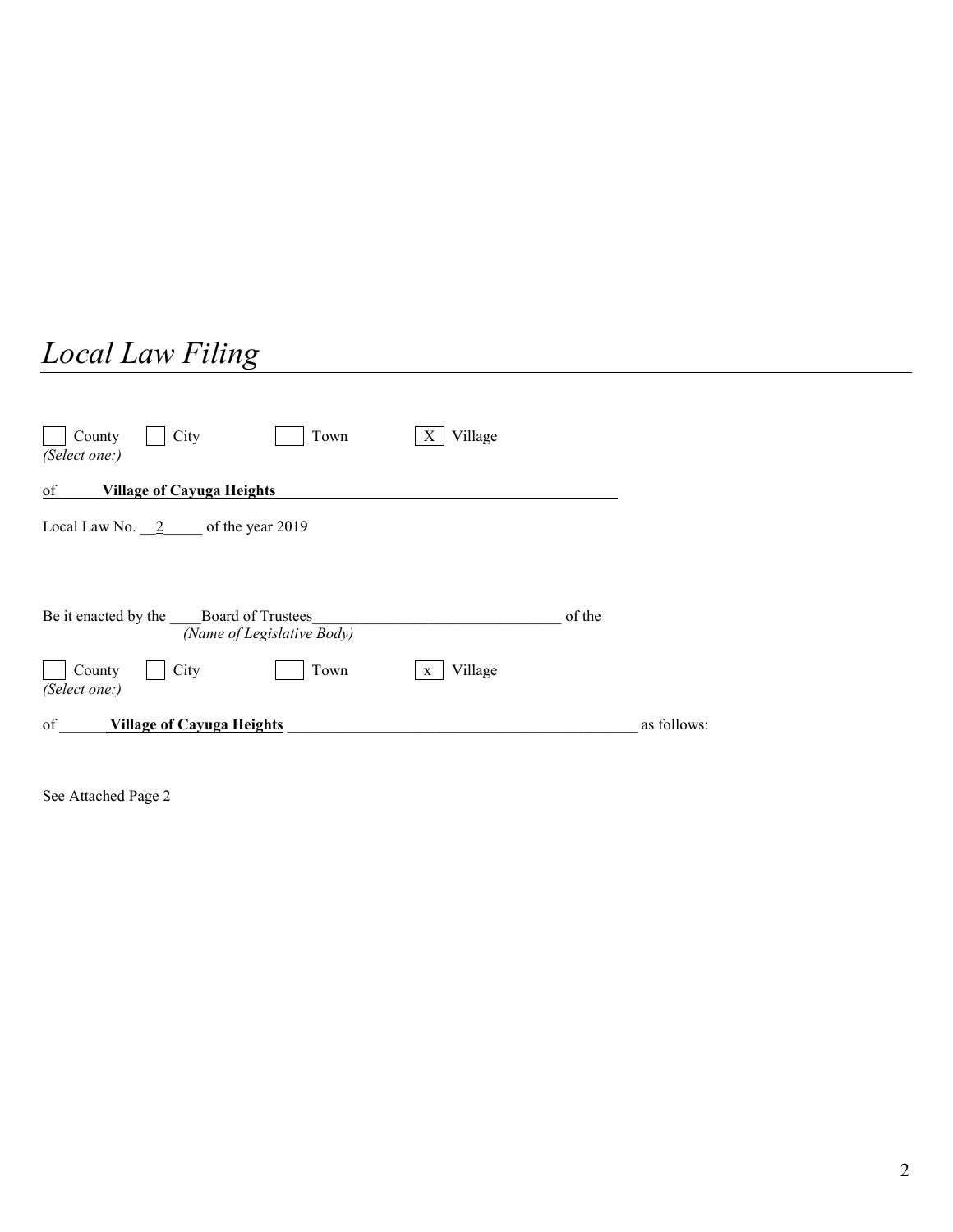# *Local Law Filing*

☐ County ☐ City ☐ Town ☒ Village
*(Select one:)*

of **Village of Cayuga Heights**

Local Law No. 2 of the year 2019

Be it enacted by the Board of Trustees of the
*(Name of Legislative Body)*

☐ County ☐ City ☐ Town ☒ Village
*(Select one:)*

of **Village of Cayuga Heights** as follows:

See Attached Page 2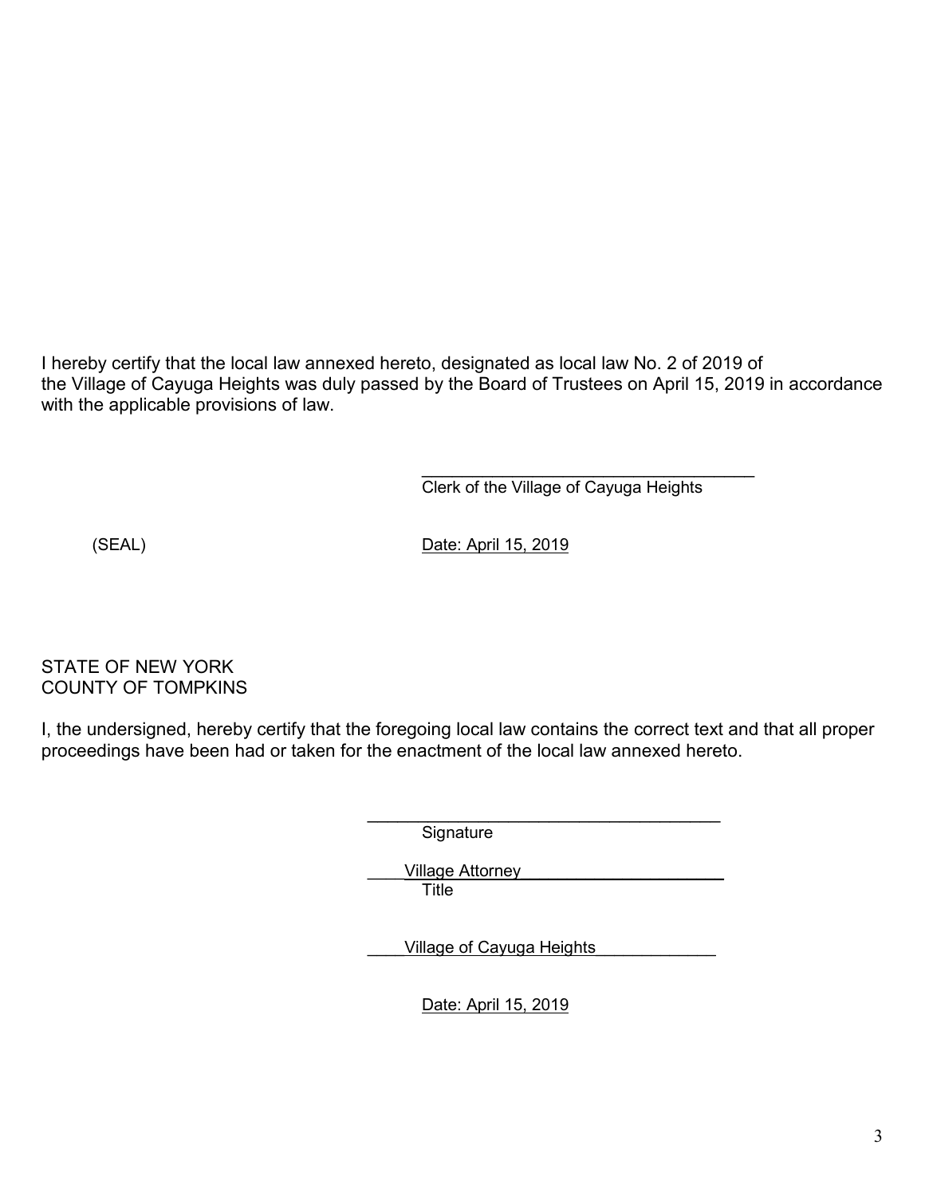I hereby certify that the local law annexed hereto, designated as local law No. 2 of 2019 of the Village of Cayuga Heights was duly passed by the Board of Trustees on April 15, 2019 in accordance with the applicable provisions of law.

\_\_\_\_\_\_\_\_\_\_\_\_\_\_\_\_\_\_\_\_\_\_\_\_\_\_\_\_\_\_\_\_\_\_\_\_
Clerk of the Village of Cayuga Heights

(SEAL)

Date: April 15, 2019

STATE OF NEW YORK
COUNTY OF TOMPKINS

I, the undersigned, hereby certify that the foregoing local law contains the correct text and that all proper proceedings have been had or taken for the enactment of the local law annexed hereto.

\_\_\_\_\_\_\_\_\_\_\_\_\_\_\_\_\_\_\_\_\_\_\_\_\_\_\_\_\_\_\_\_\_\_\_\_
Signature

Village Attorney
Title

Village of Cayuga Heights

Date: April 15, 2019